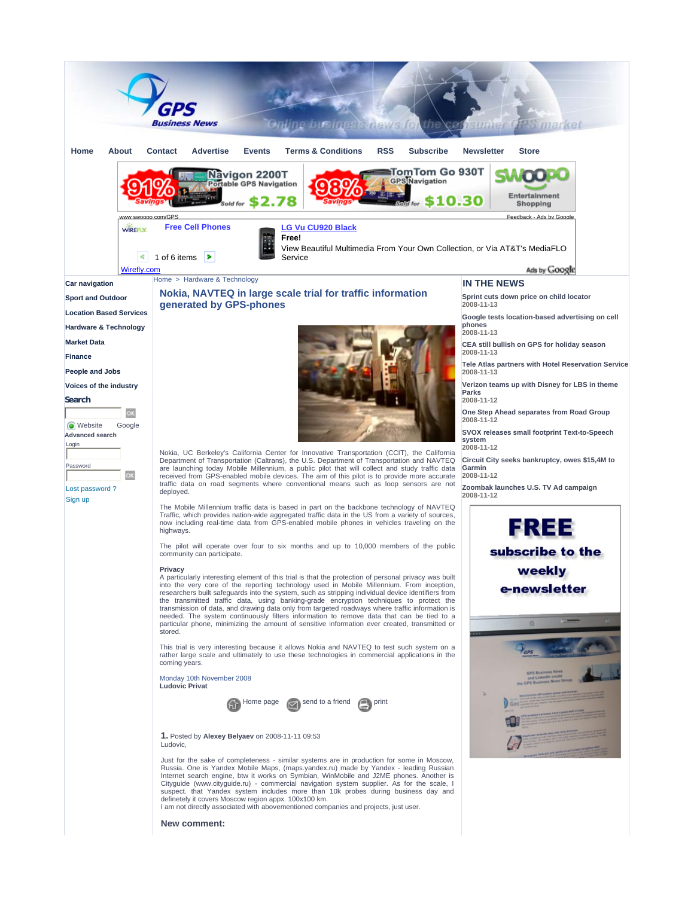Home | About | Contact | Advertise | Events | Terms & Conditions | RSS | Subscribe | Newsletter | Store

Car navigation
Sport and Outdoor
Location Based Services
Hardware & Technology
Market Data
Finance
People and Jobs
Voices of the industry

Home > Hardware & Technology

# Nokia, NAVTEQ in large scale trial for traffic information generated by GPS-phones

Nokia, UC Berkeley's California Center for Innovative Transportation (CCIT), the California Department of Transportation (Caltrans), the U.S. Department of Transportation and NAVTEQ are launching today Mobile Millennium, a public pilot that will collect and study traffic data received from GPS-enabled mobile devices. The aim of this pilot is to provide more accurate traffic data on road segments where conventional means such as loop sensors are not deployed.

The Mobile Millennium traffic data is based in part on the backbone technology of NAVTEQ Traffic, which provides nation-wide aggregated traffic data in the US from a variety of sources, now including real-time data from GPS-enabled mobile phones in vehicles traveling on the highways.

The pilot will operate over four to six months and up to 10,000 members of the public community can participate.

**Privacy**
A particularly interesting element of this trial is that the protection of personal privacy was built into the very core of the reporting technology used in Mobile Millennium. From inception, researchers built safeguards into the system, such as stripping individual device identifiers from the transmitted traffic data, using banking-grade encryption techniques to protect the transmission of data, and drawing data only from targeted roadways where traffic information is needed. The system continuously filters information to remove data that can be tied to a particular phone, minimizing the amount of sensitive information ever created, transmitted or stored.

This trial is very interesting because it allows Nokia and NAVTEQ to test such system on a rather large scale and ultimately to use these technologies in commercial applications in the coming years.

Monday 10th November 2008
**Ludovic Privat**

Home page | send to a friend | print

**1.** Posted by **Alexey Belyaev** on 2008-11-11 09:53
Ludovic,

Just for the sake of completeness - similar systems are in production for some in Moscow, Russia. One is Yandex Mobile Maps, (maps.yandex.ru) made by Yandex - leading Russian Internet search engine, btw it works on Symbian, WinMobile and J2ME phones. Another is Cityguide (www.cityguide.ru) - commercial navigation system supplier. As for the scale, I suspect. that Yandex system includes more than 10k probes during business day and definetely it covers Moscow region appx. 100x100 km.
I am not directly associated with abovementioned companies and projects, just user.

**New comment:**

## IN THE NEWS

**Sprint cuts down price on child locator**
2008-11-13

**Google tests location-based advertising on cell phones**
2008-11-13

**CEA still bullish on GPS for holiday season**
2008-11-13

**Tele Atlas partners with Hotel Reservation Service**
2008-11-13

**Verizon teams up with Disney for LBS in theme Parks**
2008-11-12

**One Step Ahead separates from Road Group**
2008-11-12

**SVOX releases small footprint Text-to-Speech system**
2008-11-12

**Circuit City seeks bankruptcy, owes $15,4M to Garmin**
2008-11-12

**Zoombak launches U.S. TV Ad campaign**
2008-11-12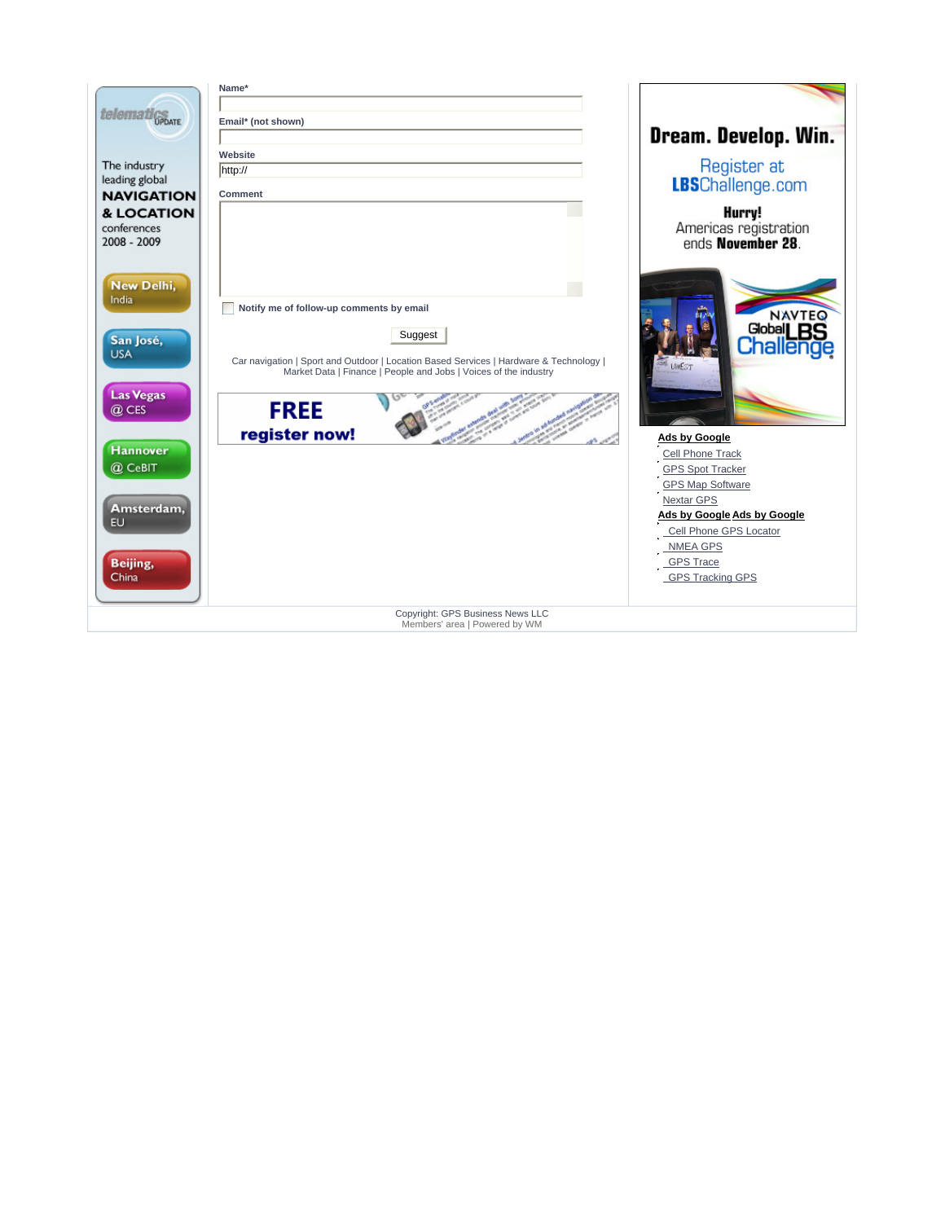Name*

Email* (not shown)

Website

http://

Comment

Notify me of follow-up comments by email

Suggest

Car navigation | Sport and Outdoor | Location Based Services | Hardware & Technology | Market Data | Finance | People and Jobs | Voices of the industry

Ads by Google

- Cell Phone Track
- GPS Spot Tracker
- GPS Map Software
- Nextar GPS

Ads by Google Ads by Google

- Cell Phone GPS Locator
- NMEA GPS
- GPS Trace
- GPS Tracking GPS

Copyright: GPS Business News LLC
Members' area | Powered by WM